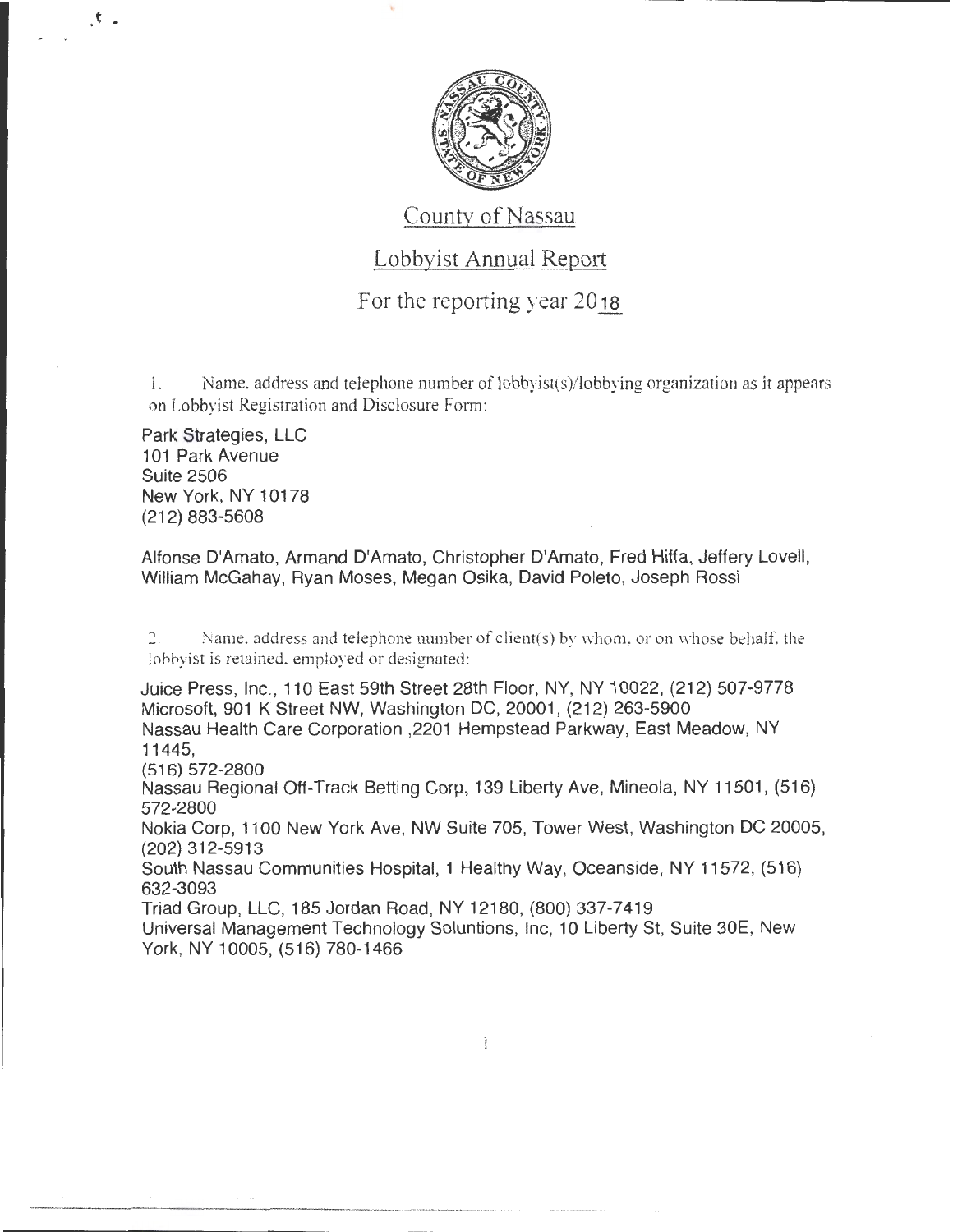# County of Nassau

## Lobbyist Annual Report

### For the reporting year 2018

1. Name, address and telephone number of lobbyist(s)/lobbying organization as it appears on Lobbyist Registration and Disclosure Form:

Park Strategies, LLC
101 Park Avenue
Suite 2506
New York, NY 10178
(212) 883-5608

Alfonse D'Amato, Armand D'Amato, Christopher D'Amato, Fred Hiffa, Jeffery Lovell, William McGahay, Ryan Moses, Megan Osika, David Poleto, Joseph Rossi

2. Name, address and telephone number of client(s) by whom, or on whose behalf, the lobbyist is retained, employed or designated:

Juice Press, Inc., 110 East 59th Street 28th Floor, NY, NY 10022, (212) 507-9778
Microsoft, 901 K Street NW, Washington DC, 20001, (212) 263-5900
Nassau Health Care Corporation ,2201 Hempstead Parkway, East Meadow, NY 11445,
(516) 572-2800
Nassau Regional Off-Track Betting Corp, 139 Liberty Ave, Mineola, NY 11501, (516) 572-2800
Nokia Corp, 1100 New York Ave, NW Suite 705, Tower West, Washington DC 20005, (202) 312-5913
South Nassau Communities Hospital, 1 Healthy Way, Oceanside, NY 11572, (516) 632-3093
Triad Group, LLC, 185 Jordan Road, NY 12180, (800) 337-7419
Universal Management Technology Soluntions, Inc, 10 Liberty St, Suite 30E, New York, NY 10005, (516) 780-1466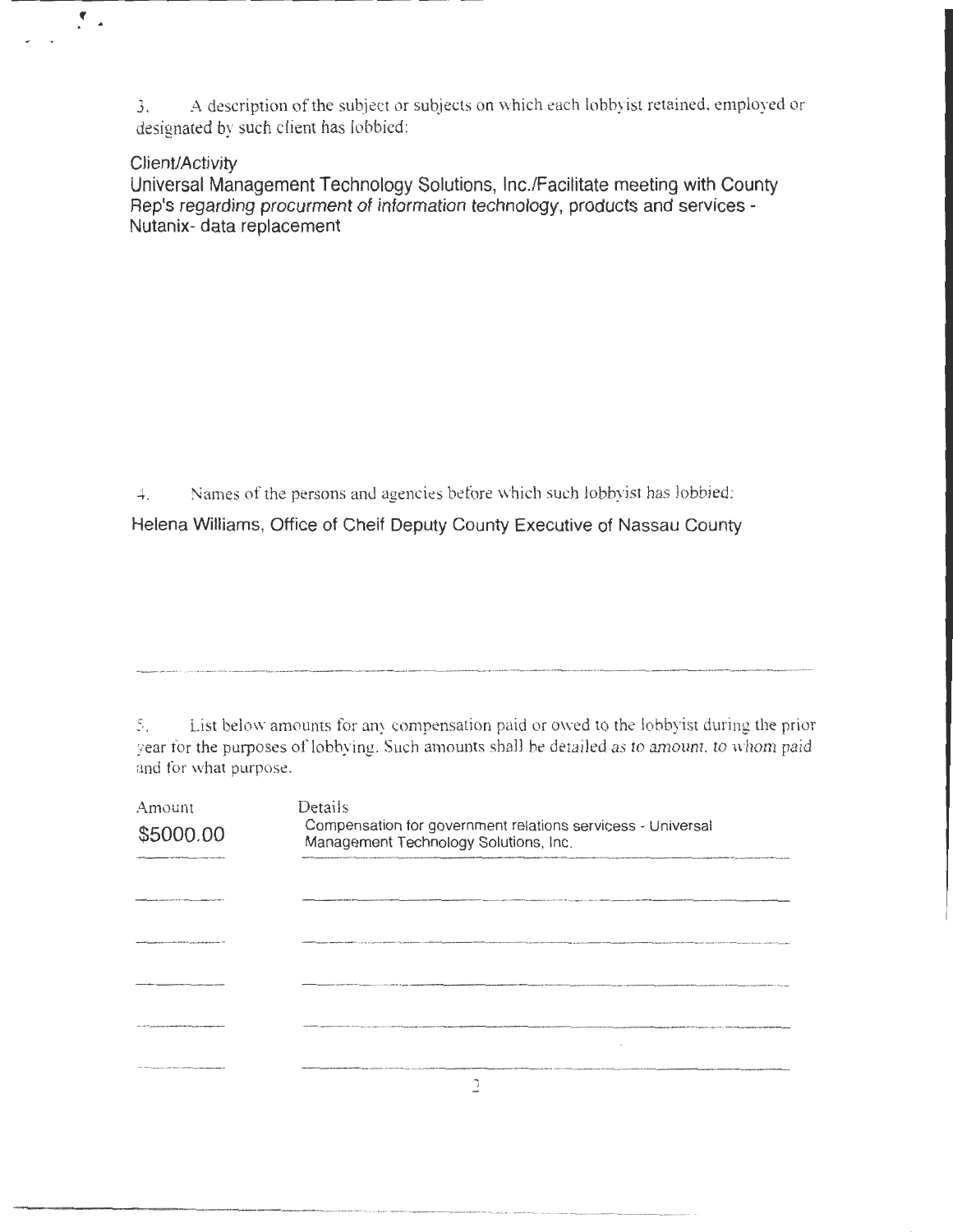3. A description of the subject or subjects on which each lobbyist retained, employed or designated by such client has lobbied:

Client/Activity
Universal Management Technology Solutions, Inc./Facilitate meeting with County Rep's regarding procurment of information technology, products and services - Nutanix- data replacement

4. Names of the persons and agencies before which such lobbyist has lobbied:

Helena Williams, Office of Cheif Deputy County Executive of Nassau County

5. List below amounts for any compensation paid or owed to the lobbyist during the prior year for the purposes of lobbying. Such amounts shall be detailed as to amount, to whom paid and for what purpose.

| Amount | Details |
| --- | --- |
| $5000.00 | Compensation for government relations servicess - Universal Management Technology Solutions, Inc. |
| | |
| | |
| | |
| | |
| | |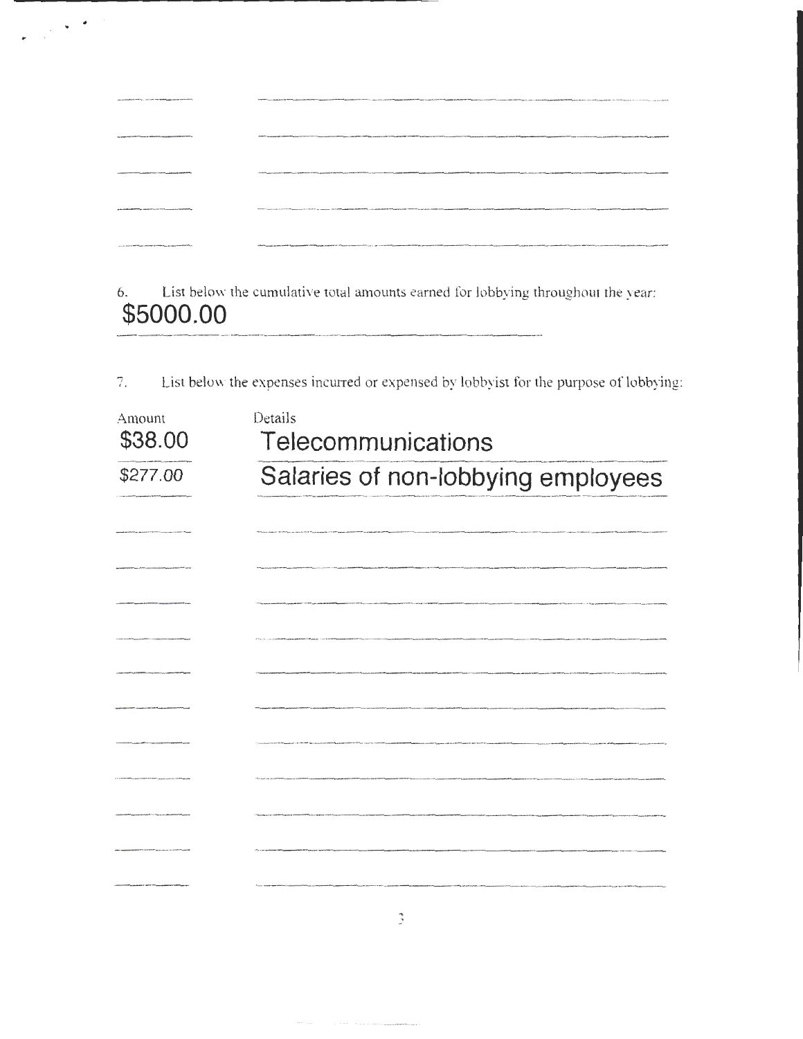6. List below the cumulative total amounts earned for lobbying throughout the year:

**$5000.00**

7. List below the expenses incurred or expensed by lobbyist for the purpose of lobbying:

| Amount | Details |
| --- | --- |
| $38.00 | Telecommunications |
| $277.00 | Salaries of non-lobbying employees |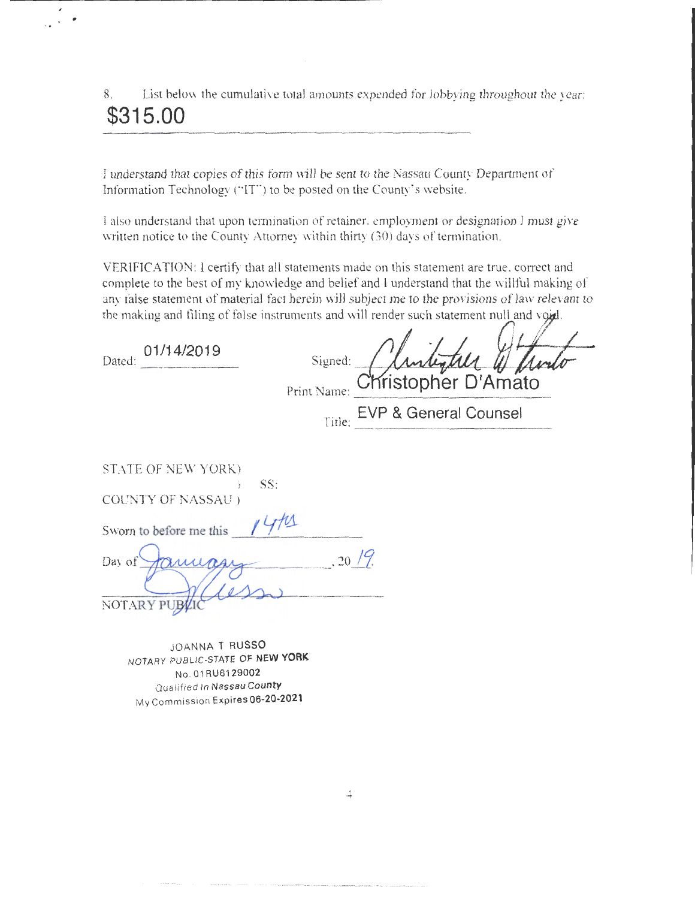8. List below the cumulative total amounts expended for lobbying throughout the year:

**$315.00**

I understand that copies of this form will be sent to the Nassau County Department of Information Technology ("IT") to be posted on the County's website.

I also understand that upon termination of retainer, employment or designation I must give written notice to the County Attorney within thirty (30) days of termination.

VERIFICATION: I certify that all statements made on this statement are true, correct and complete to the best of my knowledge and belief and I understand that the willful making of any false statement of material fact herein will subject me to the provisions of law relevant to the making and filing of false instruments and will render such statement null and void.

Dated: 01/14/2019

Signed: Christopher D'Amato

Print Name: Christopher D'Amato

Title: EVP & General Counsel

STATE OF NEW YORK)
) SS:
COUNTY OF NASSAU )

Sworn to before me this 14th

Day of January, 20 19.

NOTARY PUBLIC

JOANNA T RUSSO
NOTARY PUBLIC-STATE OF NEW YORK
No. 01RU6129002
Qualified In Nassau County
My Commission Expires 06-20-2021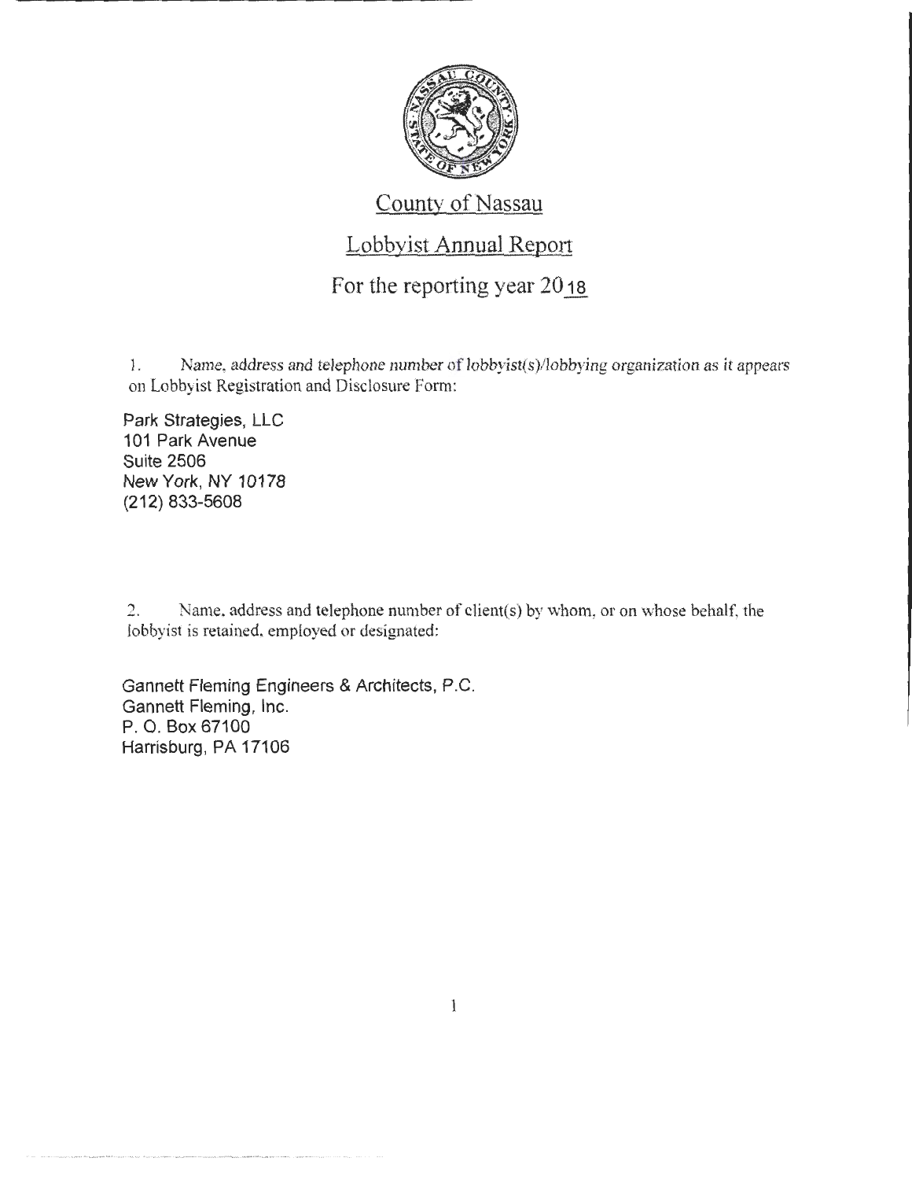# County of Nassau

## Lobbyist Annual Report

### For the reporting year 2018

1. Name, address and telephone number of lobbyist(s)/lobbying organization as it appears on Lobbyist Registration and Disclosure Form:

Park Strategies, LLC
101 Park Avenue
Suite 2506
New York, NY 10178
(212) 833-5608

2. Name, address and telephone number of client(s) by whom, or on whose behalf, the lobbyist is retained, employed or designated:

Gannett Fleming Engineers & Architects, P.C.
Gannett Fleming, Inc.
P. O. Box 67100
Harrisburg, PA 17106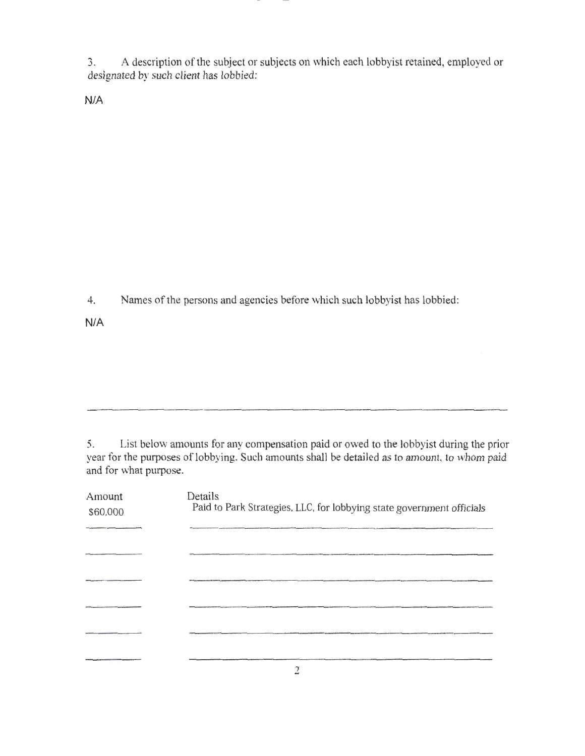3. A description of the subject or subjects on which each lobbyist retained, employed or designated by such client has lobbied:

N/A

4. Names of the persons and agencies before which such lobbyist has lobbied:

N/A

5. List below amounts for any compensation paid or owed to the lobbyist during the prior year for the purposes of lobbying. Such amounts shall be detailed as to amount, to whom paid and for what purpose.

| Amount | Details |
| --- | --- |
| $60,000 | Paid to Park Strategies, LLC, for lobbying state government officials |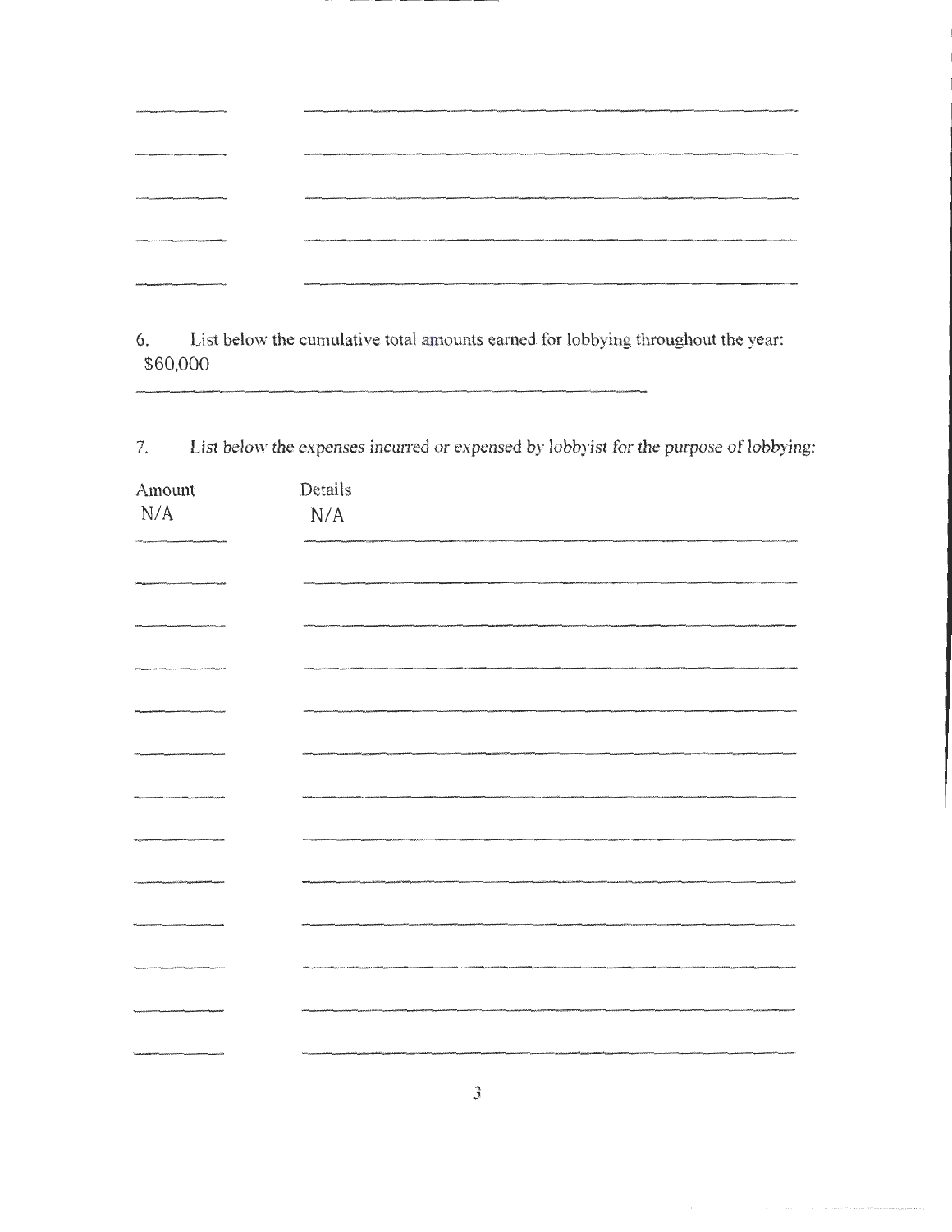6. List below the cumulative total amounts earned for lobbying throughout the year: $60,000

7. *List below the expenses incurred or expensed by lobbyist for the purpose of lobbying:*

| Amount | Details |
| --- | --- |
| N/A | N/A |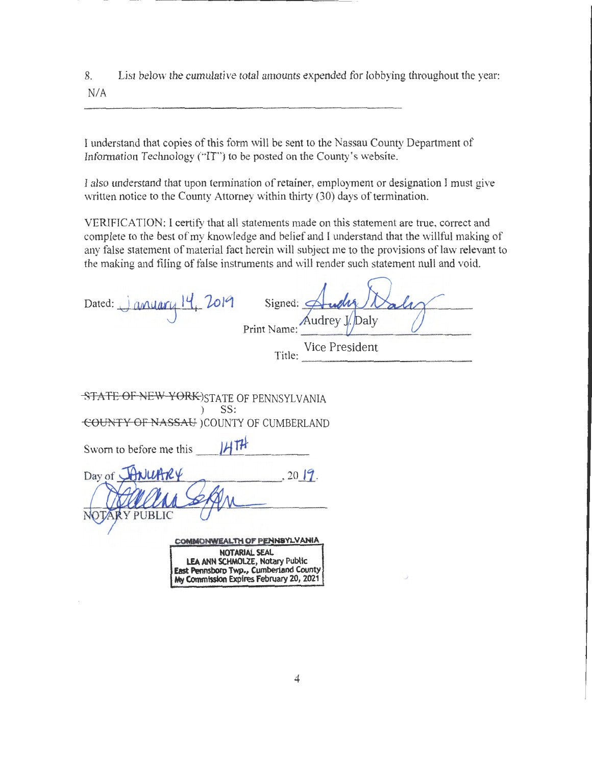8. List below the cumulative total amounts expended for lobbying throughout the year:

N/A

I understand that copies of this form will be sent to the Nassau County Department of Information Technology ("IT") to be posted on the County's website.

I also understand that upon termination of retainer, employment or designation I must give written notice to the County Attorney within thirty (30) days of termination.

VERIFICATION: I certify that all statements made on this statement are true, correct and complete to the best of my knowledge and belief and I understand that the willful making of any false statement of material fact herein will subject me to the provisions of law relevant to the making and filing of false instruments and will render such statement null and void.

Dated: January 14, 2019 Signed: Audrey Daly

Print Name: Audrey J. Daly

Title: Vice President

~~STATE OF NEW YORK~~) STATE OF PENNSYLVANIA
) SS:
~~COUNTY OF NASSAU~~ ) COUNTY OF CUMBERLAND

Sworn to before me this 14TH

Day of JANUARY, 2019.

NOTARY PUBLIC

COMMONWEALTH OF PENNSYLVANIA
NOTARIAL SEAL
LEA ANN SCHMOLZE, Notary Public
East Pennsboro Twp., Cumberland County
My Commission Expires February 20, 2021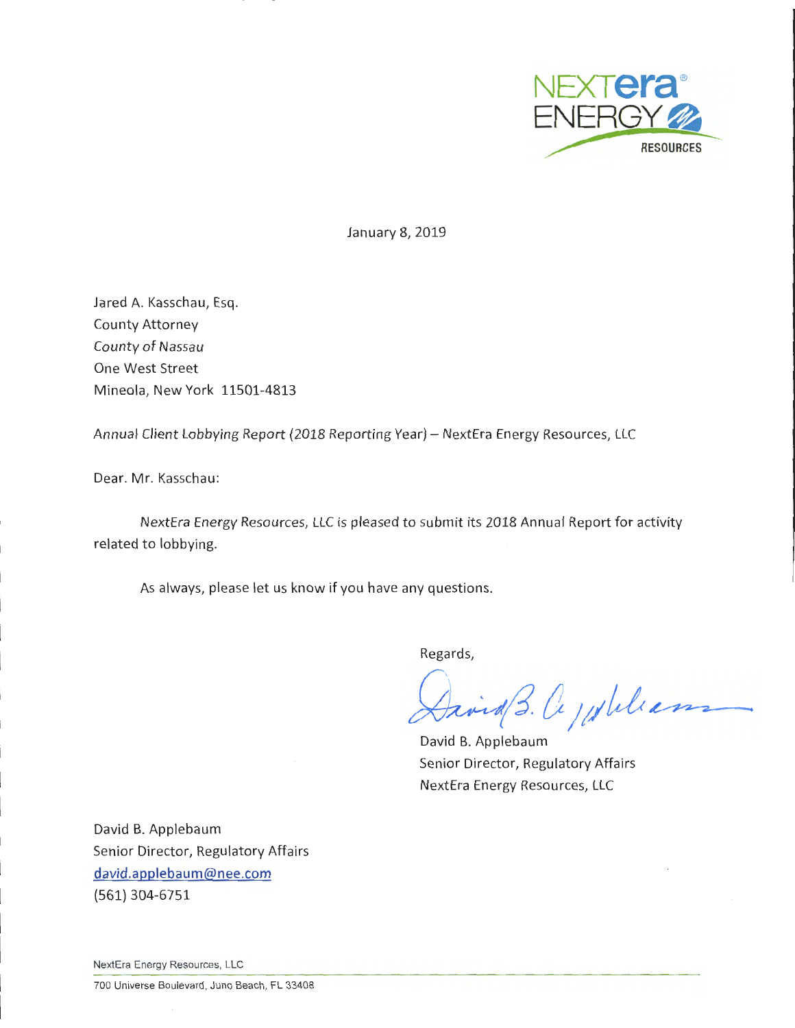NEXTera ENERGY RESOURCES

January 8, 2019

Jared A. Kasschau, Esq.
County Attorney
County of Nassau
One West Street
Mineola, New York 11501-4813

*Annual Client Lobbying Report (2018 Reporting Year)* – NextEra Energy Resources, LLC

Dear. Mr. Kasschau:

NextEra Energy Resources, LLC is pleased to submit its 2018 Annual Report for activity related to lobbying.

As always, please let us know if you have any questions.

Regards,

David B. Applebaum
Senior Director, Regulatory Affairs
NextEra Energy Resources, LLC

David B. Applebaum
Senior Director, Regulatory Affairs
david.applebaum@nee.com
(561) 304-6751

NextEra Energy Resources, LLC
700 Universe Boulevard, Juno Beach, FL 33408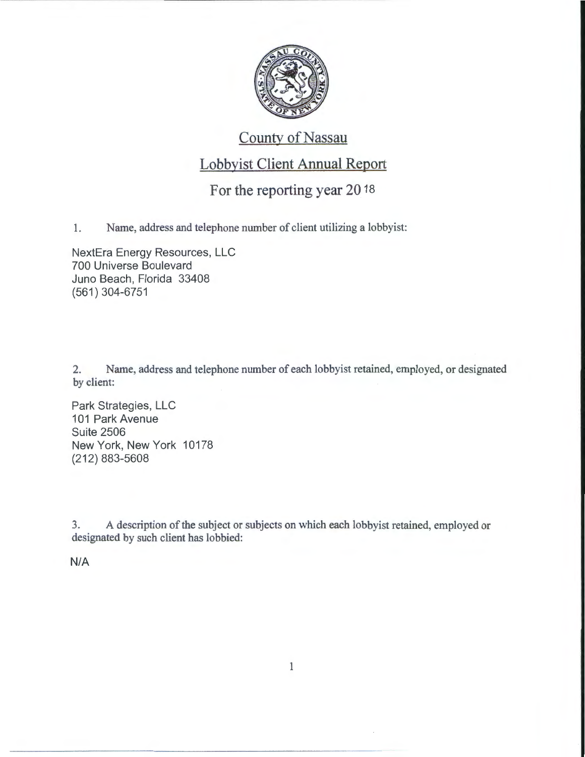# County of Nassau

## Lobbyist Client Annual Report

### For the reporting year 2018

1. Name, address and telephone number of client utilizing a lobbyist:

NextEra Energy Resources, LLC
700 Universe Boulevard
Juno Beach, Florida 33408
(561) 304-6751

2. Name, address and telephone number of each lobbyist retained, employed, or designated by client:

Park Strategies, LLC
101 Park Avenue
Suite 2506
New York, New York 10178
(212) 883-5608

3. A description of the subject or subjects on which each lobbyist retained, employed or designated by such client has lobbied:

N/A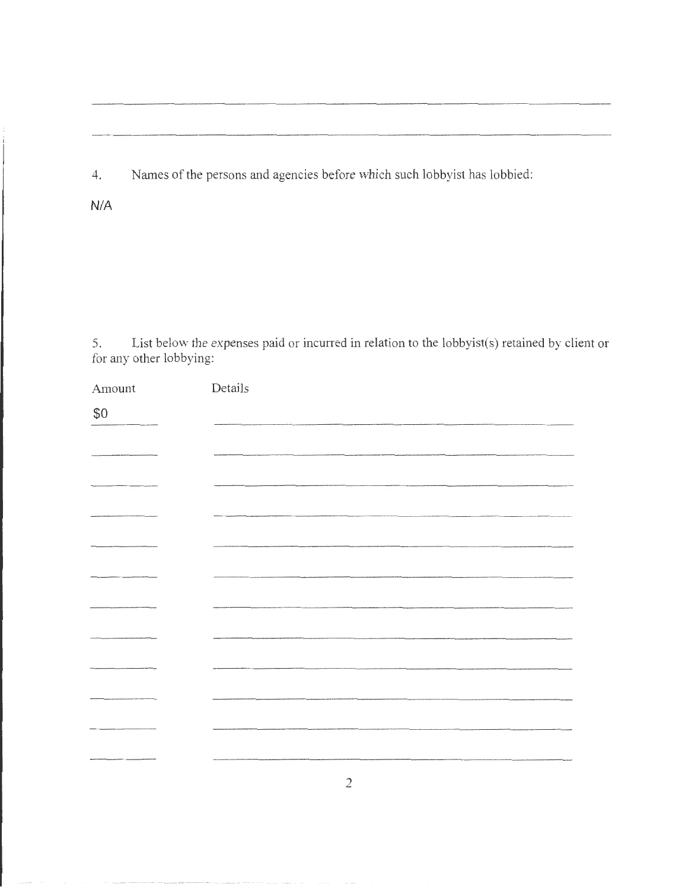4. Names of the persons and agencies before which such lobbyist has lobbied:

N/A

5. List below the expenses paid or incurred in relation to the lobbyist(s) retained by client or for any other lobbying:

| Amount | Details |
| --- | --- |
| $0 | |
| | |
| | |
| | |
| | |
| | |
| | |
| | |
| | |
| | |
| | |
| | |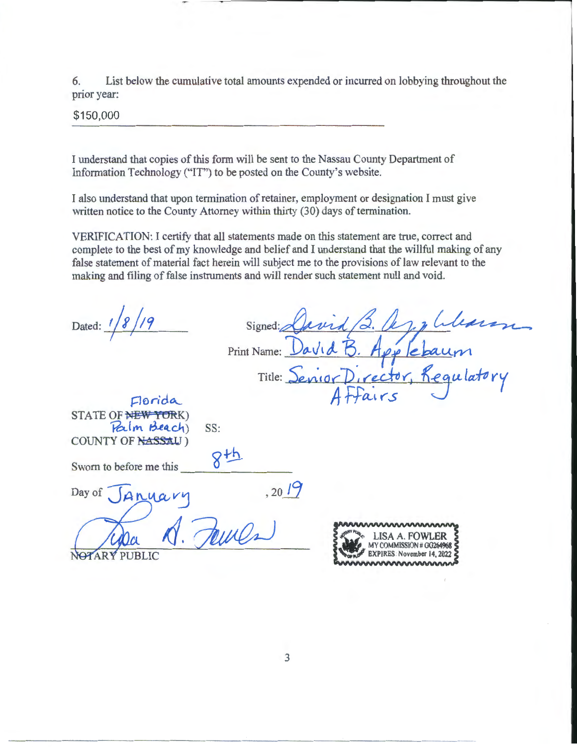6. List below the cumulative total amounts expended or incurred on lobbying throughout the prior year:

$150,000

I understand that copies of this form will be sent to the Nassau County Department of Information Technology ("IT") to be posted on the County's website.

I also understand that upon termination of retainer, employment or designation I must give written notice to the County Attorney within thirty (30) days of termination.

VERIFICATION: I certify that all statements made on this statement are true, correct and complete to the best of my knowledge and belief and I understand that the willful making of any false statement of material fact herein will subject me to the provisions of law relevant to the making and filing of false instruments and will render such statement null and void.

Dated: 1/8/19

Signed: David B. Applebaum

Print Name: David B. Applebaum

Title: Senior Director, Regulatory Affairs

STATE OF ~~NEW YORK~~ Florida )
) SS:
COUNTY OF ~~NASSAU~~ Palm Beach )

Sworn to before me this 8th

Day of January, 2019

Lisa A. Fowler

NOTARY PUBLIC

LISA A. FOWLER
MY COMMISSION # GG264968
EXPIRES: November 14, 2022